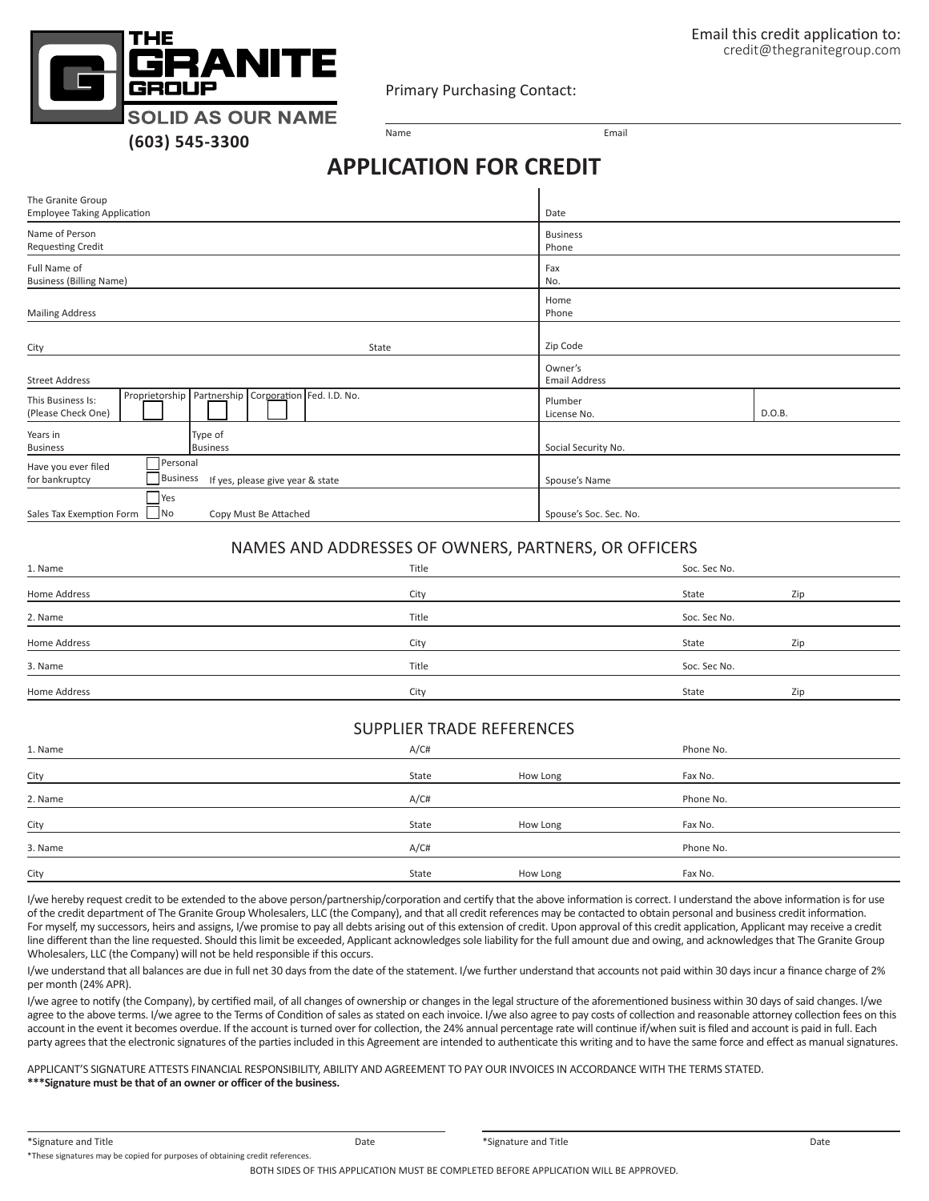THE GRANITE GROUP
SOLID AS OUR NAME
(603) 545-3300

Email this credit application to:
credit@thegranitegroup.com

Primary Purchasing Contact:

Name | Email

# APPLICATION FOR CREDIT

| | |
|---|---|
| The Granite Group Employee Taking Application | Date |
| Name of Person Requesting Credit | Business Phone |
| Full Name of Business (Billing Name) | Fax No. |
| Mailing Address | Home Phone |
| City / State | Zip Code |
| Street Address | Owner's Email Address |
| This Business Is: (Please Check One) ☐ Proprietorship ☐ Partnership ☐ Corporation / Fed. I.D. No. | Plumber License No. / D.O.B. |
| Years in Business / Type of Business | Social Security No. |
| Have you ever filed for bankruptcy ☐ Personal ☐ Business If yes, please give year & state | Spouse's Name |
| Sales Tax Exemption Form ☐ Yes ☐ No Copy Must Be Attached | Spouse's Soc. Sec. No. |

## NAMES AND ADDRESSES OF OWNERS, PARTNERS, OR OFFICERS

| | | | |
|---|---|---|---|
| 1. Name | Title | Soc. Sec No. | |
| Home Address | City | State | Zip |
| 2. Name | Title | Soc. Sec No. | |
| Home Address | City | State | Zip |
| 3. Name | Title | Soc. Sec No. | |
| Home Address | City | State | Zip |

## SUPPLIER TRADE REFERENCES

| | | | |
|---|---|---|---|
| 1. Name | A/C# | | Phone No. |
| City | State | How Long | Fax No. |
| 2. Name | A/C# | | Phone No. |
| City | State | How Long | Fax No. |
| 3. Name | A/C# | | Phone No. |
| City | State | How Long | Fax No. |

I/we hereby request credit to be extended to the above person/partnership/corporation and certify that the above information is correct. I understand the above information is for use of the credit department of The Granite Group Wholesalers, LLC (the Company), and that all credit references may be contacted to obtain personal and business credit information. For myself, my successors, heirs and assigns, I/we promise to pay all debts arising out of this extension of credit. Upon approval of this credit application, Applicant may receive a credit line different than the line requested. Should this limit be exceeded, Applicant acknowledges sole liability for the full amount due and owing, and acknowledges that The Granite Group Wholesalers, LLC (the Company) will not be held responsible if this occurs.

I/we understand that all balances are due in full net 30 days from the date of the statement. I/we further understand that accounts not paid within 30 days incur a finance charge of 2% per month (24% APR).

I/we agree to notify (the Company), by certified mail, of all changes of ownership or changes in the legal structure of the aforementioned business within 30 days of said changes. I/we agree to the above terms. I/we agree to the Terms of Condition of sales as stated on each invoice. I/we also agree to pay costs of collection and reasonable attorney collection fees on this account in the event it becomes overdue. If the account is turned over for collection, the 24% annual percentage rate will continue if/when suit is filed and account is paid in full. Each party agrees that the electronic signatures of the parties included in this Agreement are intended to authenticate this writing and to have the same force and effect as manual signatures.

APPLICANT'S SIGNATURE ATTESTS FINANCIAL RESPONSIBILITY, ABILITY AND AGREEMENT TO PAY OUR INVOICES IN ACCORDANCE WITH THE TERMS STATED.
**\*\*\*Signature must be that of an owner or officer of the business.**

*Signature and Title | Date | *Signature and Title | Date

*These signatures may be copied for purposes of obtaining credit references.

BOTH SIDES OF THIS APPLICATION MUST BE COMPLETED BEFORE APPLICATION WILL BE APPROVED.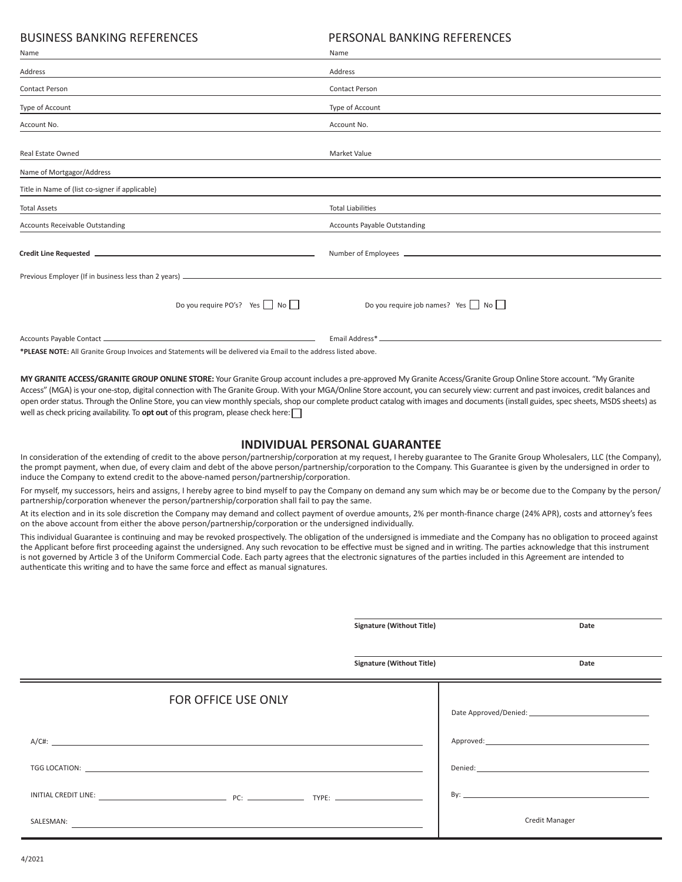## BUSINESS BANKING REFERENCES

Name

Address

Contact Person

Type of Account

Account No.

## PERSONAL BANKING REFERENCES

Name

Address

Contact Person

Type of Account

Account No.

Real Estate Owned

Market Value

Name of Mortgagor/Address

Title in Name of (list co-signer if applicable)

Total Assets

Total Liabilities

Accounts Receivable Outstanding

Accounts Payable Outstanding

**Credit Line Requested**

Number of Employees

Previous Employer (If in business less than 2 years)

Do you require PO's? Yes ☐ No ☐

Do you require job names? Yes ☐ No ☐

Accounts Payable Contact

Email Address*

***PLEASE NOTE:** All Granite Group Invoices and Statements will be delivered via Email to the address listed above.

**MY GRANITE ACCESS/GRANITE GROUP ONLINE STORE:** Your Granite Group account includes a pre-approved My Granite Access/Granite Group Online Store account. "My Granite Access" (MGA) is your one-stop, digital connection with The Granite Group. With your MGA/Online Store account, you can securely view: current and past invoices, credit balances and open order status. Through the Online Store, you can view monthly specials, shop our complete product catalog with images and documents (install guides, spec sheets, MSDS sheets) as well as check pricing availability. To **opt out** of this program, please check here: ☐

## INDIVIDUAL PERSONAL GUARANTEE

In consideration of the extending of credit to the above person/partnership/corporation at my request, I hereby guarantee to The Granite Group Wholesalers, LLC (the Company), the prompt payment, when due, of every claim and debt of the above person/partnership/corporation to the Company. This Guarantee is given by the undersigned in order to induce the Company to extend credit to the above-named person/partnership/corporation.

For myself, my successors, heirs and assigns, I hereby agree to bind myself to pay the Company on demand any sum which may be or become due to the Company by the person/partnership/corporation whenever the person/partnership/corporation shall fail to pay the same.

At its election and in its sole discretion the Company may demand and collect payment of overdue amounts, 2% per month-finance charge (24% APR), costs and attorney's fees on the above account from either the above person/partnership/corporation or the undersigned individually.

This individual Guarantee is continuing and may be revoked prospectively. The obligation of the undersigned is immediate and the Company has no obligation to proceed against the Applicant before first proceeding against the undersigned. Any such revocation to be effective must be signed and in writing. The parties acknowledge that this instrument is not governed by Article 3 of the Uniform Commercial Code. Each party agrees that the electronic signatures of the parties included in this Agreement are intended to authenticate this writing and to have the same force and effect as manual signatures.

**Signature (Without Title)** **Date**

**Signature (Without Title)** **Date**

### FOR OFFICE USE ONLY

A/C#:

TGG LOCATION:

INITIAL CREDIT LINE: PC: TYPE:

SALESMAN:

Date Approved/Denied:

Approved:

Denied:

By:

Credit Manager

4/2021